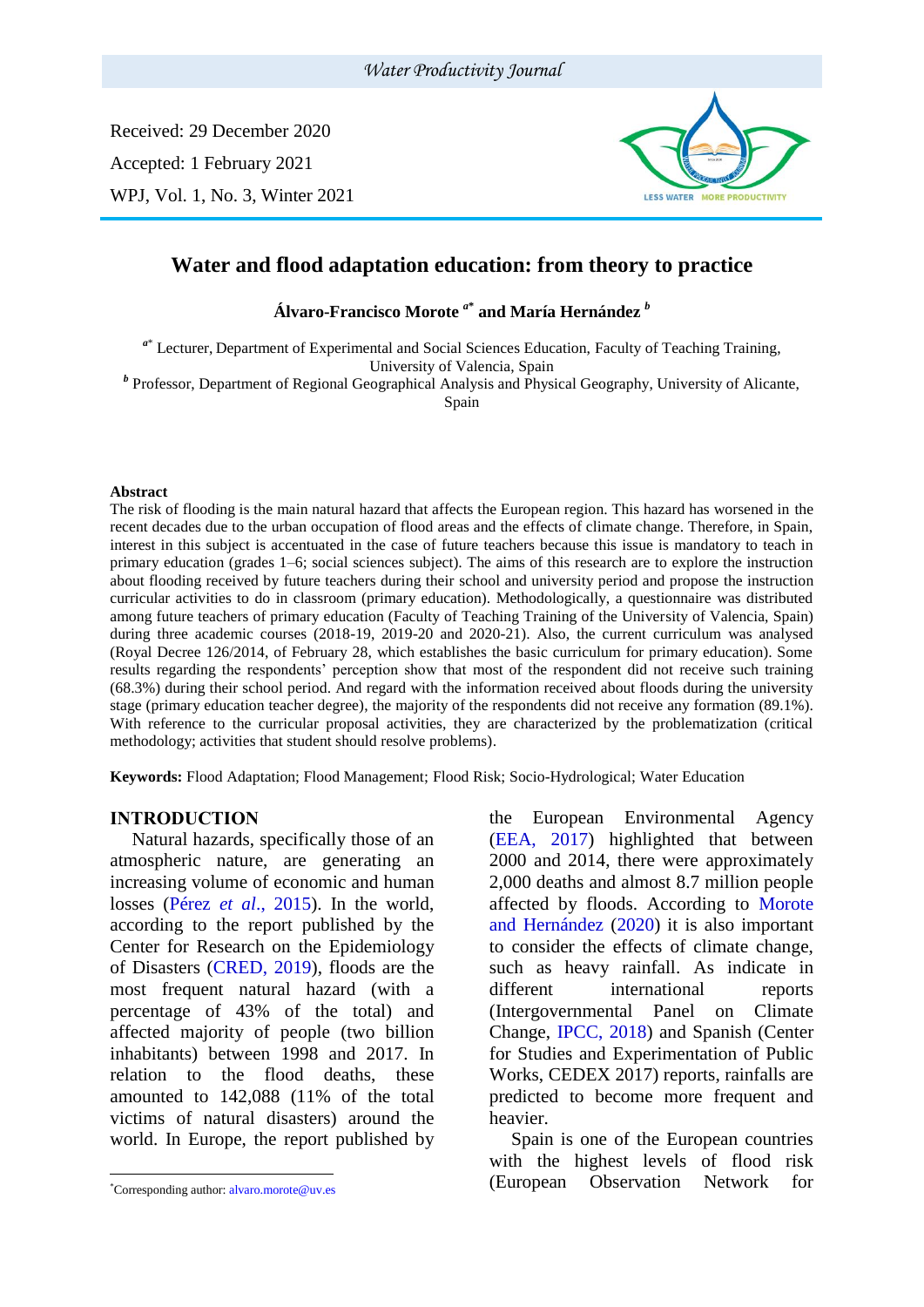Received: 29 December 2020

Accepted: 1 February 2021

WPJ, Vol. 1, No. 3, Winter 2021

# Water and flood adaptation education: from theory to practice

**Álvaro-Francisco Morote [a*] and María Hernández [b]**

[a*] Lecturer, Department of Experimental and Social Sciences Education, Faculty of Teaching Training, University of Valencia, Spain

[b] Professor, Department of Regional Geographical Analysis and Physical Geography, University of Alicante, Spain

**Abstract**

The risk of flooding is the main natural hazard that affects the European region. This hazard has worsened in the recent decades due to the urban occupation of flood areas and the effects of climate change. Therefore, in Spain, interest in this subject is accentuated in the case of future teachers because this issue is mandatory to teach in primary education (grades 1–6; social sciences subject). The aims of this research are to explore the instruction about flooding received by future teachers during their school and university period and propose the instruction curricular activities to do in classroom (primary education). Methodologically, a questionnaire was distributed among future teachers of primary education (Faculty of Teaching Training of the University of Valencia, Spain) during three academic courses (2018-19, 2019-20 and 2020-21). Also, the current curriculum was analysed (Royal Decree 126/2014, of February 28, which establishes the basic curriculum for primary education). Some results regarding the respondents' perception show that most of the respondent did not receive such training (68.3%) during their school period. And regard with the information received about floods during the university stage (primary education teacher degree), the majority of the respondents did not receive any formation (89.1%). With reference to the curricular proposal activities, they are characterized by the problematization (critical methodology; activities that student should resolve problems).

**Keywords:** Flood Adaptation; Flood Management; Flood Risk; Socio-Hydrological; Water Education

## INTRODUCTION

Natural hazards, specifically those of an atmospheric nature, are generating an increasing volume of economic and human losses (Pérez *et al*., 2015). In the world, according to the report published by the Center for Research on the Epidemiology of Disasters (CRED, 2019), floods are the most frequent natural hazard (with a percentage of 43% of the total) and affected majority of people (two billion inhabitants) between 1998 and 2017. In relation to the flood deaths, these amounted to 142,088 (11% of the total victims of natural disasters) around the world. In Europe, the report published by the European Environmental Agency (EEA, 2017) highlighted that between 2000 and 2014, there were approximately 2,000 deaths and almost 8.7 million people affected by floods. According to Morote and Hernández (2020) it is also important to consider the effects of climate change, such as heavy rainfall. As indicate in different international reports (Intergovernmental Panel on Climate Change, IPCC, 2018) and Spanish (Center for Studies and Experimentation of Public Works, CEDEX 2017) reports, rainfalls are predicted to become more frequent and heavier.

Spain is one of the European countries with the highest levels of flood risk (European Observation Network for

*Corresponding author: alvaro.morote@uv.es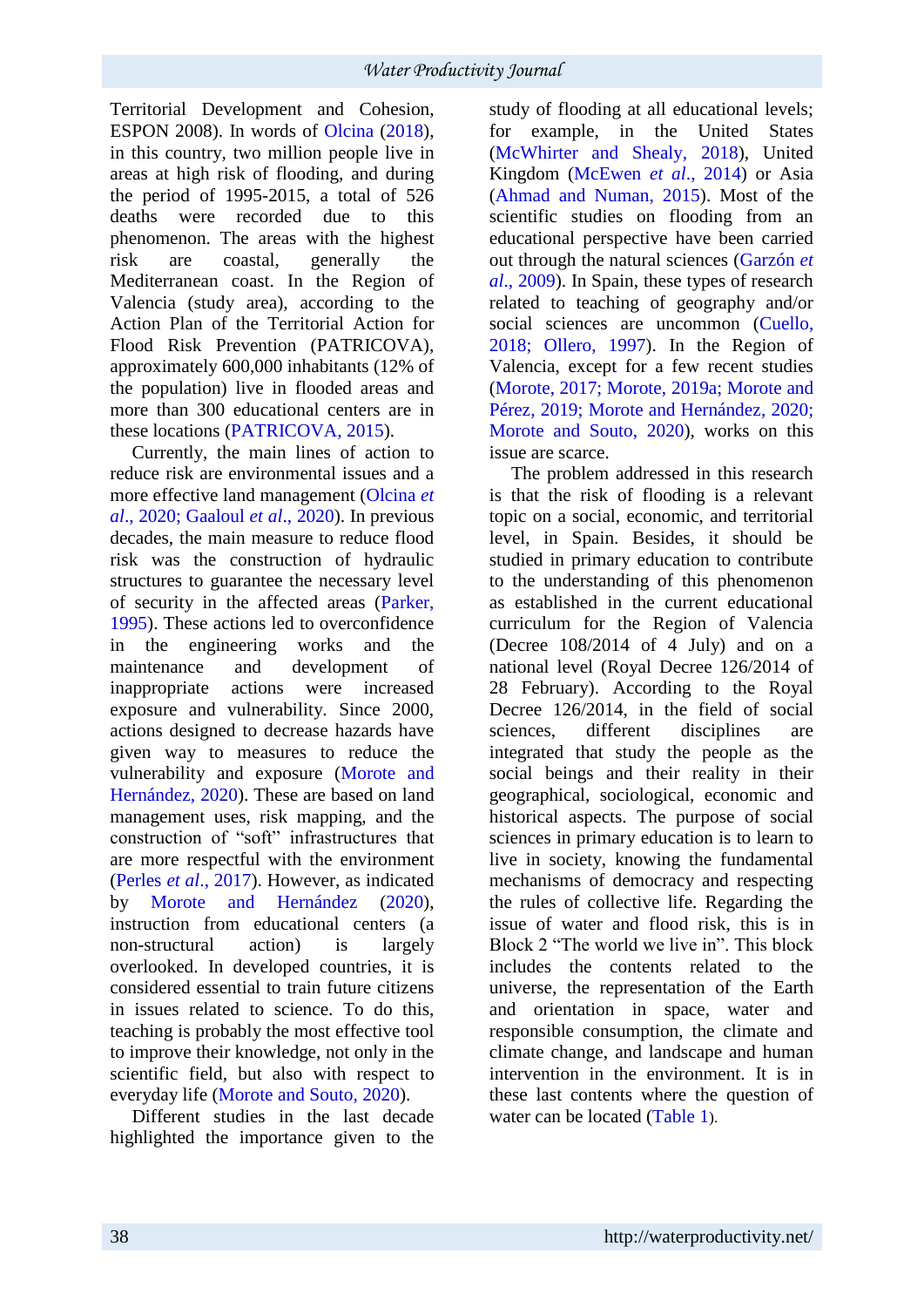Territorial Development and Cohesion, ESPON 2008). In words of Olcina (2018), in this country, two million people live in areas at high risk of flooding, and during the period of 1995-2015, a total of 526 deaths were recorded due to this phenomenon. The areas with the highest risk are coastal, generally the Mediterranean coast. In the Region of Valencia (study area), according to the Action Plan of the Territorial Action for Flood Risk Prevention (PATRICOVA), approximately 600,000 inhabitants (12% of the population) live in flooded areas and more than 300 educational centers are in these locations (PATRICOVA, 2015).

Currently, the main lines of action to reduce risk are environmental issues and a more effective land management (Olcina *et al*., 2020; Gaaloul *et al*., 2020). In previous decades, the main measure to reduce flood risk was the construction of hydraulic structures to guarantee the necessary level of security in the affected areas (Parker, 1995). These actions led to overconfidence in the engineering works and the maintenance and development of inappropriate actions were increased exposure and vulnerability. Since 2000, actions designed to decrease hazards have given way to measures to reduce the vulnerability and exposure (Morote and Hernández, 2020). These are based on land management uses, risk mapping, and the construction of "soft" infrastructures that are more respectful with the environment (Perles *et al*., 2017). However, as indicated by Morote and Hernández (2020), instruction from educational centers (a non-structural action) is largely overlooked. In developed countries, it is considered essential to train future citizens in issues related to science. To do this, teaching is probably the most effective tool to improve their knowledge, not only in the scientific field, but also with respect to everyday life (Morote and Souto, 2020).

Different studies in the last decade highlighted the importance given to the study of flooding at all educational levels; for example, in the United States (McWhirter and Shealy, 2018), United Kingdom (McEwen *et al*., 2014) or Asia (Ahmad and Numan, 2015). Most of the scientific studies on flooding from an educational perspective have been carried out through the natural sciences (Garzón *et al*., 2009). In Spain, these types of research related to teaching of geography and/or social sciences are uncommon (Cuello, 2018; Ollero, 1997). In the Region of Valencia, except for a few recent studies (Morote, 2017; Morote, 2019a; Morote and Pérez, 2019; Morote and Hernández, 2020; Morote and Souto, 2020), works on this issue are scarce.

The problem addressed in this research is that the risk of flooding is a relevant topic on a social, economic, and territorial level, in Spain. Besides, it should be studied in primary education to contribute to the understanding of this phenomenon as established in the current educational curriculum for the Region of Valencia (Decree 108/2014 of 4 July) and on a national level (Royal Decree 126/2014 of 28 February). According to the Royal Decree 126/2014, in the field of social sciences, different disciplines are integrated that study the people as the social beings and their reality in their geographical, sociological, economic and historical aspects. The purpose of social sciences in primary education is to learn to live in society, knowing the fundamental mechanisms of democracy and respecting the rules of collective life. Regarding the issue of water and flood risk, this is in Block 2 "The world we live in". This block includes the contents related to the universe, the representation of the Earth and orientation in space, water and responsible consumption, the climate and climate change, and landscape and human intervention in the environment. It is in these last contents where the question of water can be located (Table 1).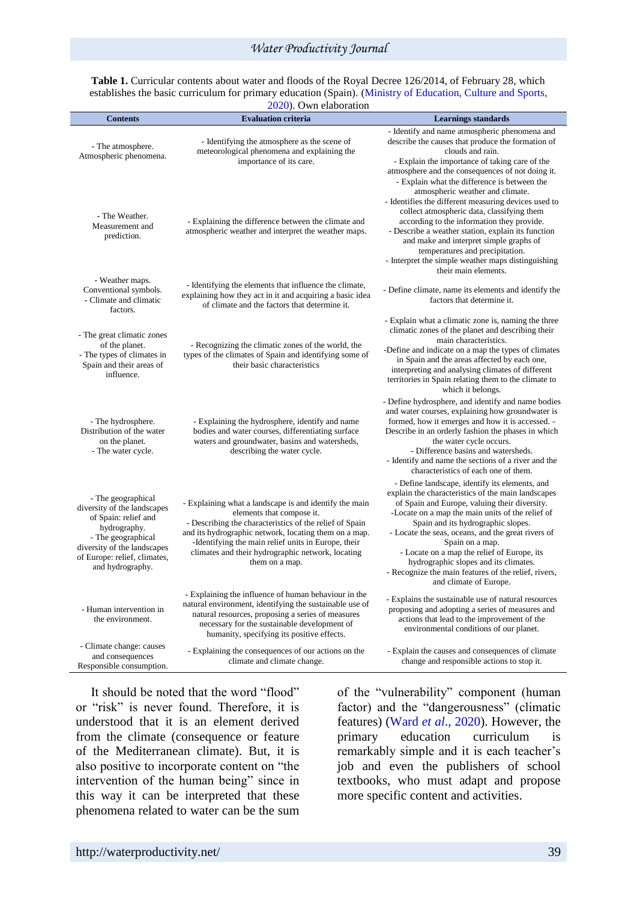**Table 1.** Curricular contents about water and floods of the Royal Decree 126/2014, of February 28, which establishes the basic curriculum for primary education (Spain). (Ministry of Education, Culture and Sports, 2020). Own elaboration

| Contents | Evaluation criteria | Learnings standards |
|---|---|---|
| - The atmosphere. Atmospheric phenomena. | - Identifying the atmosphere as the scene of meteorological phenomena and explaining the importance of its care. | - Identify and name atmospheric phenomena and describe the causes that produce the formation of clouds and rain. - Explain the importance of taking care of the atmosphere and the consequences of not doing it. |
| - The Weather. Measurement and prediction. | - Explaining the difference between the climate and atmospheric weather and interpret the weather maps. | - Explain what the difference is between the atmospheric weather and climate. - Identifies the different measuring devices used to collect atmospheric data, classifying them according to the information they provide. - Describe a weather station, explain its function and make and interpret simple graphs of temperatures and precipitation. - Interpret the simple weather maps distinguishing their main elements. |
| - Weather maps. Conventional symbols. - Climate and climatic factors. | - Identifying the elements that influence the climate, explaining how they act in it and acquiring a basic idea of climate and the factors that determine it. | - Define climate, name its elements and identify the factors that determine it. |
| - The great climatic zones of the planet. - The types of climates in Spain and their areas of influence. | - Recognizing the climatic zones of the world, the types of climates of Spain and identifying some of their basic characteristics | - Explain what a climatic zone is, naming the three climatic zones of the planet and describing their main characteristics. -Define and indicate on a map the types of climates in Spain and the areas affected by each one, interpreting and analysing climates of different territories in Spain relating them to the climate to which it belongs. |
| - The hydrosphere. Distribution of the water on the planet. - The water cycle. | - Explaining the hydrosphere, identify and name bodies and water courses, differentiating surface waters and groundwater, basins and watersheds, describing the water cycle. | - Define hydrosphere, and identify and name bodies and water courses, explaining how groundwater is formed, how it emerges and how it is accessed. - Describe in an orderly fashion the phases in which the water cycle occurs. - Difference basins and watersheds. - Identify and name the sections of a river and the characteristics of each one of them. |
| - The geographical diversity of the landscapes of Spain: relief and hydrography. - The geographical diversity of the landscapes of Europe: relief, climates, and hydrography. | - Explaining what a landscape is and identify the main elements that compose it. - Describing the characteristics of the relief of Spain and its hydrographic network, locating them on a map. -Identifying the main relief units in Europe, their climates and their hydrographic network, locating them on a map. | - Define landscape, identify its elements, and explain the characteristics of the main landscapes of Spain and Europe, valuing their diversity. -Locate on a map the main units of the relief of Spain and its hydrographic slopes. - Locate the seas, oceans, and the great rivers of Spain on a map. - Locate on a map the relief of Europe, its hydrographic slopes and its climates. - Recognize the main features of the relief, rivers, and climate of Europe. |
| - Human intervention in the environment. | - Explaining the influence of human behaviour in the natural environment, identifying the sustainable use of natural resources, proposing a series of measures necessary for the sustainable development of humanity, specifying its positive effects. | - Explains the sustainable use of natural resources proposing and adopting a series of measures and actions that lead to the improvement of the environmental conditions of our planet. |
| - Climate change: causes and consequences Responsible consumption. | - Explaining the consequences of our actions on the climate and climate change. | - Explain the causes and consequences of climate change and responsible actions to stop it. |

It should be noted that the word “flood” or “risk” is never found. Therefore, it is understood that it is an element derived from the climate (consequence or feature of the Mediterranean climate). But, it is also positive to incorporate content on “the intervention of the human being” since in this way it can be interpreted that these phenomena related to water can be the sum of the “vulnerability” component (human factor) and the “dangerousness” (climatic features) (Ward *et al*., 2020). However, the primary education curriculum is remarkably simple and it is each teacher’s job and even the publishers of school textbooks, who must adapt and propose more specific content and activities.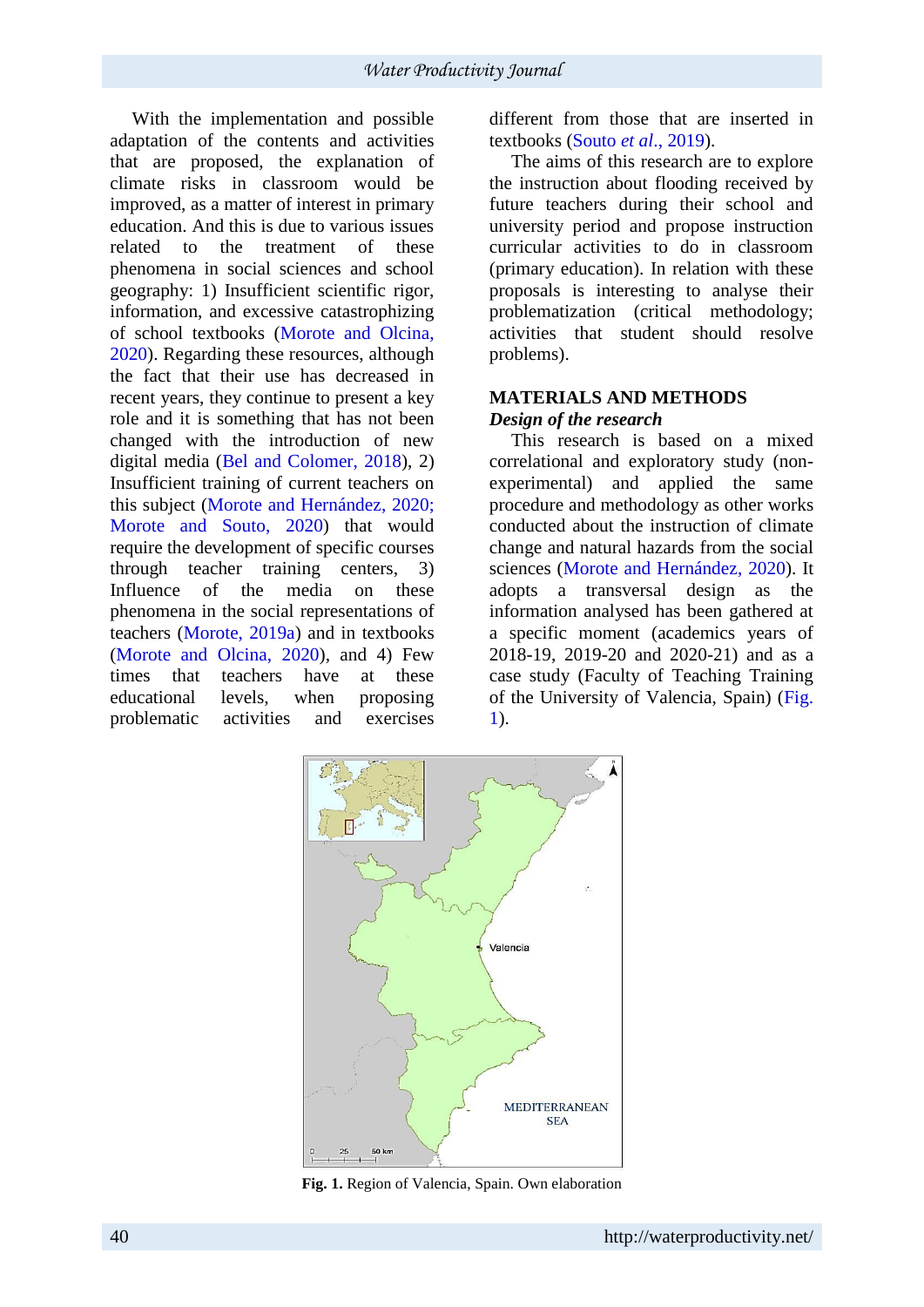With the implementation and possible adaptation of the contents and activities that are proposed, the explanation of climate risks in classroom would be improved, as a matter of interest in primary education. And this is due to various issues related to the treatment of these phenomena in social sciences and school geography: 1) Insufficient scientific rigor, information, and excessive catastrophizing of school textbooks (Morote and Olcina, 2020). Regarding these resources, although the fact that their use has decreased in recent years, they continue to present a key role and it is something that has not been changed with the introduction of new digital media (Bel and Colomer, 2018), 2) Insufficient training of current teachers on this subject (Morote and Hernández, 2020; Morote and Souto, 2020) that would require the development of specific courses through teacher training centers, 3) Influence of the media on these phenomena in the social representations of teachers (Morote, 2019a) and in textbooks (Morote and Olcina, 2020), and 4) Few times that teachers have at these educational levels, when proposing problematic activities and exercises different from those that are inserted in textbooks (Souto *et al*., 2019).

The aims of this research are to explore the instruction about flooding received by future teachers during their school and university period and propose instruction curricular activities to do in classroom (primary education). In relation with these proposals is interesting to analyse their problematization (critical methodology; activities that student should resolve problems).

## MATERIALS AND METHODS

### *Design of the research*

This research is based on a mixed correlational and exploratory study (non-experimental) and applied the same procedure and methodology as other works conducted about the instruction of climate change and natural hazards from the social sciences (Morote and Hernández, 2020). It adopts a transversal design as the information analysed has been gathered at a specific moment (academics years of 2018-19, 2019-20 and 2020-21) and as a case study (Faculty of Teaching Training of the University of Valencia, Spain) (Fig. 1).

**Fig. 1.** Region of Valencia, Spain. Own elaboration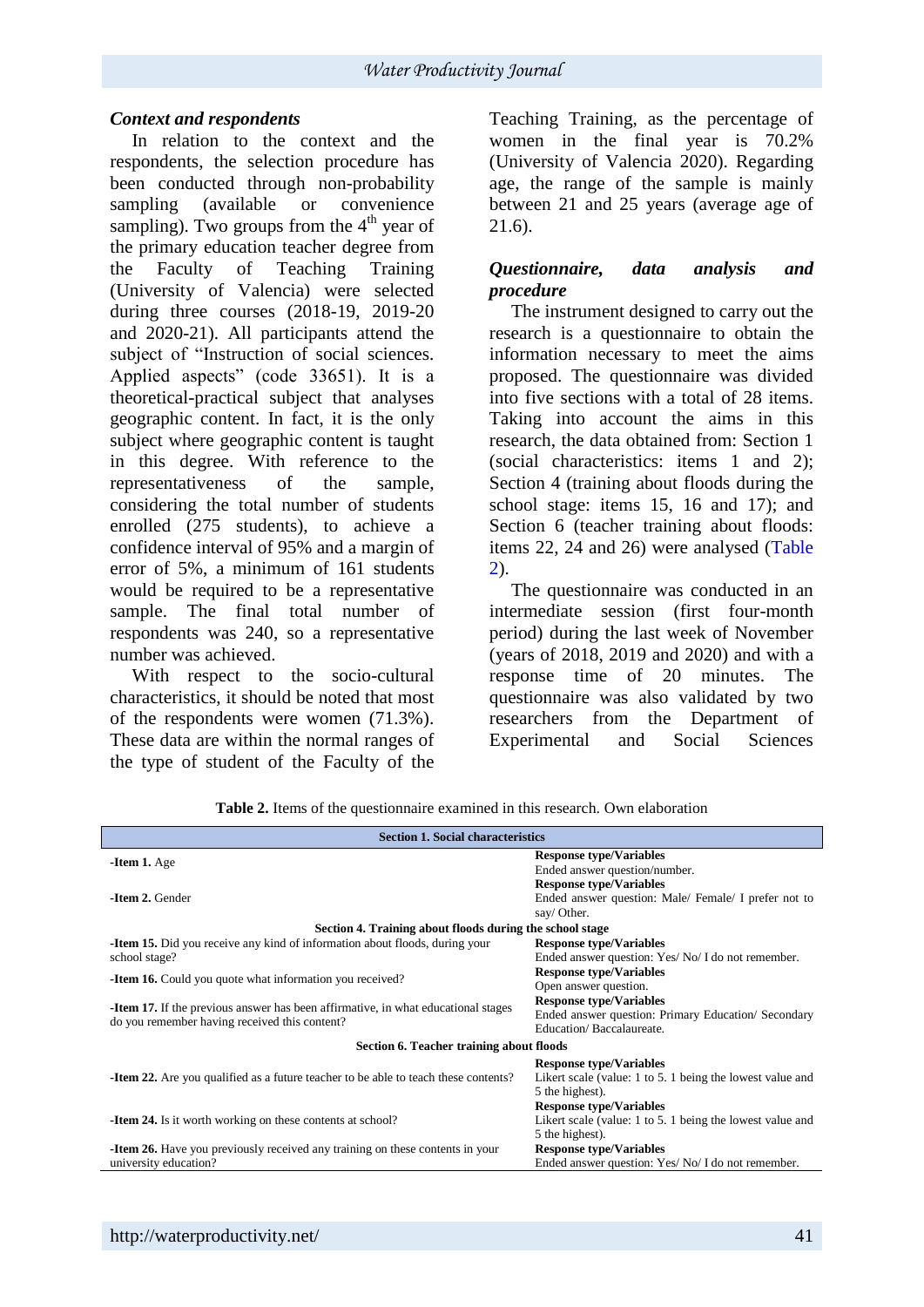### *Context and respondents*

In relation to the context and the respondents, the selection procedure has been conducted through non-probability sampling (available or convenience sampling). Two groups from the 4$^{th}$ year of the primary education teacher degree from the Faculty of Teaching Training (University of Valencia) were selected during three courses (2018-19, 2019-20 and 2020-21). All participants attend the subject of "Instruction of social sciences. Applied aspects" (code 33651). It is a theoretical-practical subject that analyses geographic content. In fact, it is the only subject where geographic content is taught in this degree. With reference to the representativeness of the sample, considering the total number of students enrolled (275 students), to achieve a confidence interval of 95% and a margin of error of 5%, a minimum of 161 students would be required to be a representative sample. The final total number of respondents was 240, so a representative number was achieved.

With respect to the socio-cultural characteristics, it should be noted that most of the respondents were women (71.3%). These data are within the normal ranges of the type of student of the Faculty of the Teaching Training, as the percentage of women in the final year is 70.2% (University of Valencia 2020). Regarding age, the range of the sample is mainly between 21 and 25 years (average age of 21.6).

### *Questionnaire, data analysis and procedure*

The instrument designed to carry out the research is a questionnaire to obtain the information necessary to meet the aims proposed. The questionnaire was divided into five sections with a total of 28 items. Taking into account the aims in this research, the data obtained from: Section 1 (social characteristics: items 1 and 2); Section 4 (training about floods during the school stage: items 15, 16 and 17); and Section 6 (teacher training about floods: items 22, 24 and 26) were analysed (Table 2).

The questionnaire was conducted in an intermediate session (first four-month period) during the last week of November (years of 2018, 2019 and 2020) and with a response time of 20 minutes. The questionnaire was also validated by two researchers from the Department of Experimental and Social Sciences

**Table 2.** Items of the questionnaire examined in this research. Own elaboration

| **Section 1. Social characteristics** | |
|---|---|
| **-Item 1.** Age | **Response type/Variables** Ended answer question/number. |
| **-Item 2.** Gender | **Response type/Variables** Ended answer question: Male/ Female/ I prefer not to say/ Other. |
| **Section 4. Training about floods during the school stage** | |
| **-Item 15.** Did you receive any kind of information about floods, during your school stage? | **Response type/Variables** Ended answer question: Yes/ No/ I do not remember. |
| **-Item 16.** Could you quote what information you received? | **Response type/Variables** Open answer question. |
| **-Item 17.** If the previous answer has been affirmative, in what educational stages do you remember having received this content? | **Response type/Variables** Ended answer question: Primary Education/ Secondary Education/ Baccalaureate. |
| **Section 6. Teacher training about floods** | |
| **-Item 22.** Are you qualified as a future teacher to be able to teach these contents? | **Response type/Variables** Likert scale (value: 1 to 5. 1 being the lowest value and 5 the highest). |
| **-Item 24.** Is it worth working on these contents at school? | **Response type/Variables** Likert scale (value: 1 to 5. 1 being the lowest value and 5 the highest). |
| **-Item 26.** Have you previously received any training on these contents in your university education? | **Response type/Variables** Ended answer question: Yes/ No/ I do not remember. |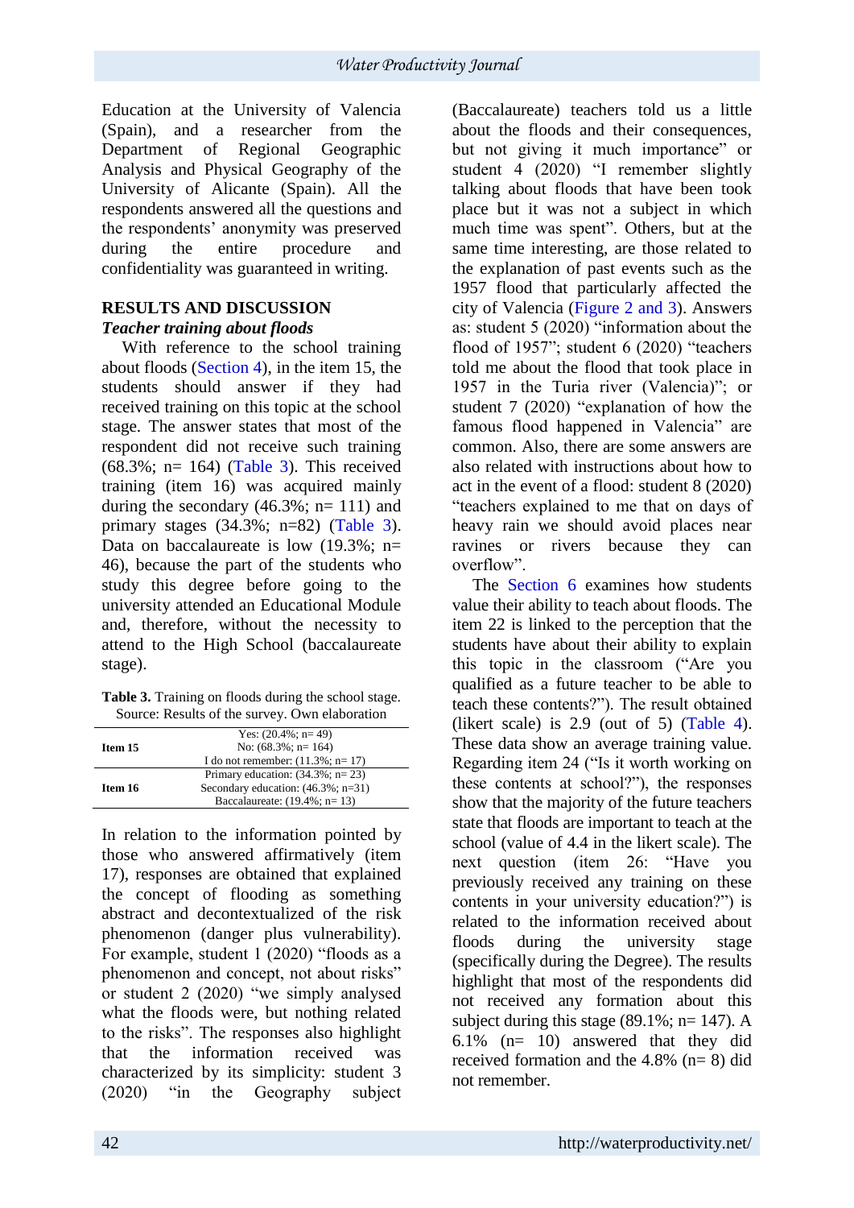Education at the University of Valencia (Spain), and a researcher from the Department of Regional Geographic Analysis and Physical Geography of the University of Alicante (Spain). All the respondents answered all the questions and the respondents' anonymity was preserved during the entire procedure and confidentiality was guaranteed in writing.

## RESULTS AND DISCUSSION

### *Teacher training about floods*

With reference to the school training about floods (Section 4), in the item 15, the students should answer if they had received training on this topic at the school stage. The answer states that most of the respondent did not receive such training (68.3%; n= 164) (Table 3). This received training (item 16) was acquired mainly during the secondary (46.3%; n= 111) and primary stages (34.3%; n=82) (Table 3). Data on baccalaureate is low (19.3%; n= 46), because the part of the students who study this degree before going to the university attended an Educational Module and, therefore, without the necessity to attend to the High School (baccalaureate stage).

**Table 3.** Training on floods during the school stage. Source: Results of the survey. Own elaboration

| | |
|---|---|
| **Item 15** | Yes: (20.4%; n= 49)<br>No: (68.3%; n= 164)<br>I do not remember: (11.3%; n= 17) |
| **Item 16** | Primary education: (34.3%; n= 23)<br>Secondary education: (46.3%; n=31)<br>Baccalaureate: (19.4%; n= 13) |

In relation to the information pointed by those who answered affirmatively (item 17), responses are obtained that explained the concept of flooding as something abstract and decontextualized of the risk phenomenon (danger plus vulnerability). For example, student 1 (2020) "floods as a phenomenon and concept, not about risks" or student 2 (2020) "we simply analysed what the floods were, but nothing related to the risks". The responses also highlight that the information received was characterized by its simplicity: student 3 (2020) "in the Geography subject (Baccalaureate) teachers told us a little about the floods and their consequences, but not giving it much importance" or student 4 (2020) "I remember slightly talking about floods that have been took place in it was not a subject in which much time was spent". Others, but at the same time interesting, are those related to the explanation of past events such as the 1957 flood that particularly affected the city of Valencia (Figure 2 and 3). Answers as: student 5 (2020) "information about the flood of 1957"; student 6 (2020) "teachers told me about the flood that took place in 1957 in the Turia river (Valencia)"; or student 7 (2020) "explanation of how the famous flood happened in Valencia" are common. Also, there are some answers are also related with instructions about how to act in the event of a flood: student 8 (2020) "teachers explained to me that on days of heavy rain we should avoid places near ravines or rivers because they can overflow".

The Section 6 examines how students value their ability to teach about floods. The item 22 is linked to the perception that the students have about their ability to explain this topic in the classroom ("Are you qualified as a future teacher to be able to teach these contents?"). The result obtained (likert scale) is 2.9 (out of 5) (Table 4). These data show an average training value. Regarding item 24 ("Is it worth working on these contents at school?"), the responses show that the majority of the future teachers state that floods are important to teach at the school (value of 4.4 in the likert scale). The next question (item 26: "Have you previously received any training on these contents in your university education?") is related to the information received about floods during the university stage (specifically during the Degree). The results highlight that most of the respondents did not received any formation about this subject during this stage (89.1%; n= 147). A 6.1% (n= 10) answered that they did received formation and the 4.8% (n= 8) did not remember.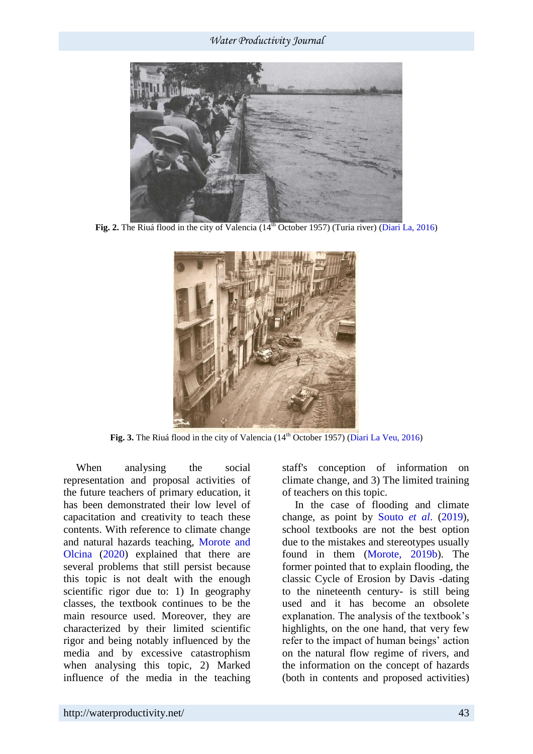**Fig. 2.** The Riuá flood in the city of Valencia (14th October 1957) (Turia river) (Diari La, 2016)

**Fig. 3.** The Riuá flood in the city of Valencia (14th October 1957) (Diari La Veu, 2016)

When analysing the social representation and proposal activities of the future teachers of primary education, it has been demonstrated their low level of capacitation and creativity to teach these contents. With reference to climate change and natural hazards teaching, Morote and Olcina (2020) explained that there are several problems that still persist because this topic is not dealt with the enough scientific rigor due to: 1) In geography classes, the textbook continues to be the main resource used. Moreover, they are characterized by their limited scientific rigor and being notably influenced by the media and by excessive catastrophism when analysing this topic, 2) Marked influence of the media in the teaching staff's conception of information on climate change, and 3) The limited training of teachers on this topic.

In the case of flooding and climate change, as point by Souto *et al*. (2019), school textbooks are not the best option due to the mistakes and stereotypes usually found in them (Morote, 2019b). The former pointed that to explain flooding, the classic Cycle of Erosion by Davis -dating to the nineteenth century- is still being used and it has become an obsolete explanation. The analysis of the textbook's highlights, on the one hand, that very few refer to the impact of human beings' action on the natural flow regime of rivers, and the information on the concept of hazards (both in contents and proposed activities)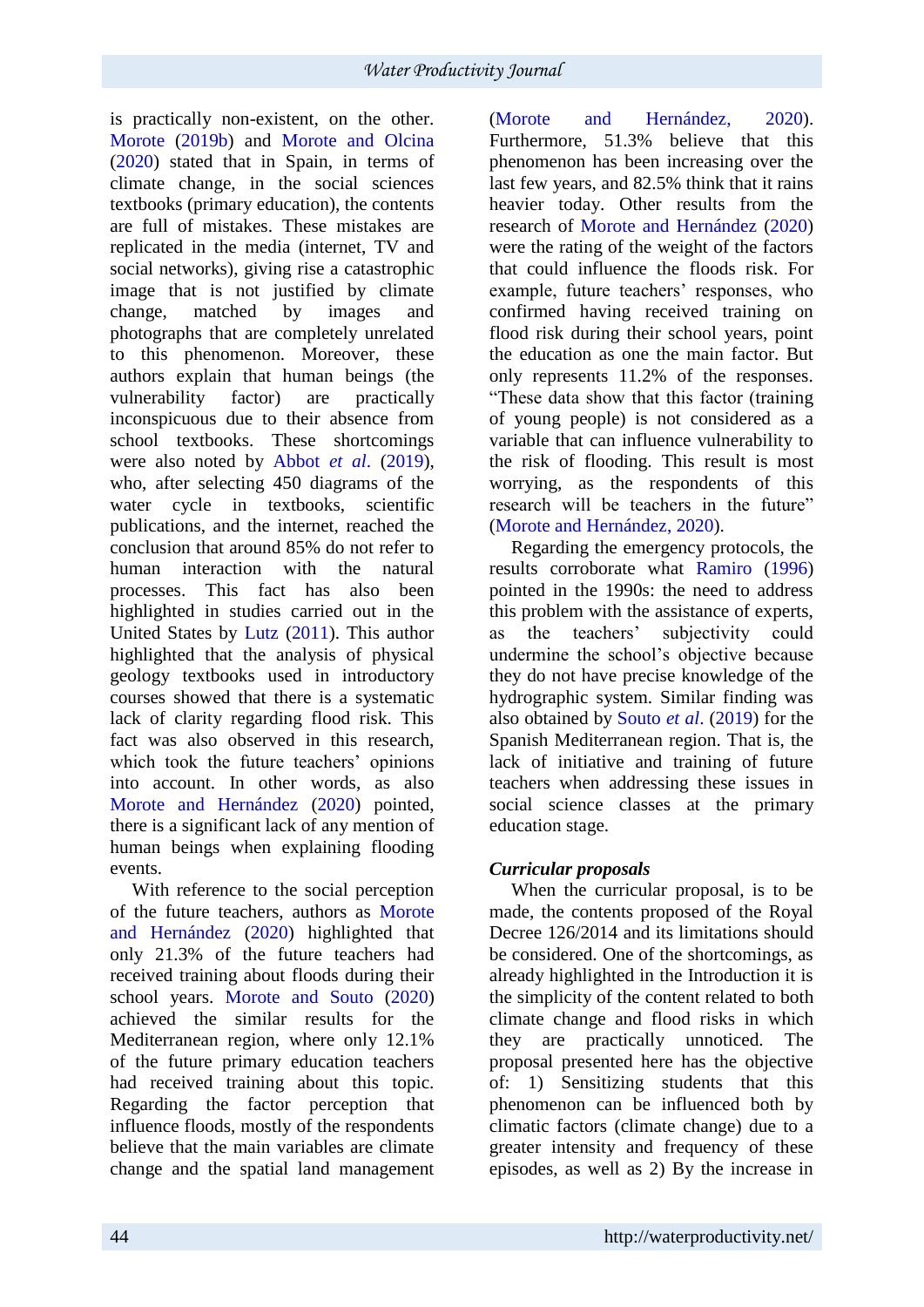is practically non-existent, on the other. Morote (2019b) and Morote and Olcina (2020) stated that in Spain, in terms of climate change, in the social sciences textbooks (primary education), the contents are full of mistakes. These mistakes are replicated in the media (internet, TV and social networks), giving rise a catastrophic image that is not justified by climate change, matched by images and photographs that are completely unrelated to this phenomenon. Moreover, these authors explain that human beings (the vulnerability factor) are practically inconspicuous due to their absence from school textbooks. These shortcomings were also noted by Abbot *et al*. (2019), who, after selecting 450 diagrams of the water cycle in textbooks, scientific publications, and the internet, reached the conclusion that around 85% do not refer to human interaction with the natural processes. This fact has also been highlighted in studies carried out in the United States by Lutz (2011). This author highlighted that the analysis of physical geology textbooks used in introductory courses showed that there is a systematic lack of clarity regarding flood risk. This fact was also observed in this research, which took the future teachers' opinions into account. In other words, as also Morote and Hernández (2020) pointed, there is a significant lack of any mention of human beings when explaining flooding events.

With reference to the social perception of the future teachers, authors as Morote and Hernández (2020) highlighted that only 21.3% of the future teachers had received training about floods during their school years. Morote and Souto (2020) achieved the similar results for the Mediterranean region, where only 12.1% of the future primary education teachers had received training about this topic. Regarding the factor perception that influence floods, mostly of the respondents believe that the main variables are climate change and the spatial land management (Morote and Hernández, 2020). Furthermore, 51.3% believe that this phenomenon has been increasing over the last few years, and 82.5% think that it rains heavier today. Other results from the research of Morote and Hernández (2020) were the rating of the weight of the factors that could influence the floods risk. For example, future teachers' responses, who confirmed having received training on flood risk during their school years, point the education as one the main factor. But only represents 11.2% of the responses. "These data show that this factor (training of young people) is not considered as a variable that can influence vulnerability to the risk of flooding. This result is most worrying, as the respondents of this research will be teachers in the future" (Morote and Hernández, 2020).

Regarding the emergency protocols, the results corroborate what Ramiro (1996) pointed in the 1990s: the need to address this problem with the assistance of experts, as the teachers' subjectivity could undermine the school's objective because they do not have precise knowledge of the hydrographic system. Similar finding was also obtained by Souto *et al*. (2019) for the Spanish Mediterranean region. That is, the lack of initiative and training of future teachers when addressing these issues in social science classes at the primary education stage.

### *Curricular proposals*

When the curricular proposal, is to be made, the contents proposed of the Royal Decree 126/2014 and its limitations should be considered. One of the shortcomings, as already highlighted in the Introduction it is the simplicity of the content related to both climate change and flood risks in which they are practically unnoticed. The proposal presented here has the objective of: 1) Sensitizing students that this phenomenon can be influenced both by climatic factors (climate change) due to a greater intensity and frequency of these episodes, as well as 2) By the increase in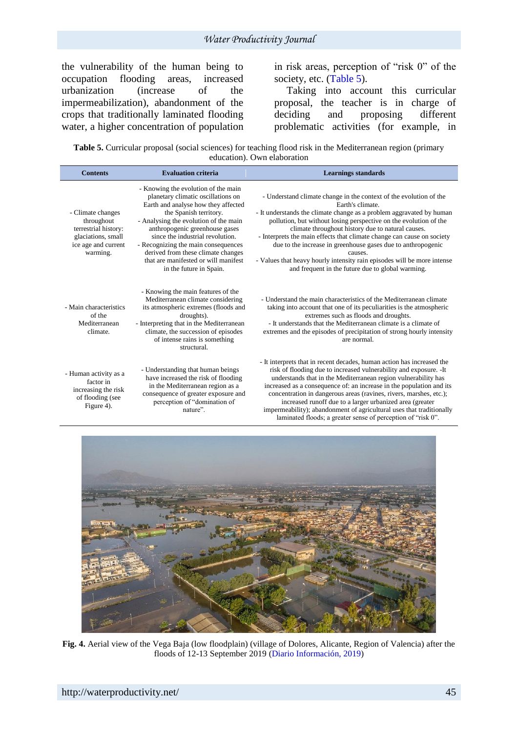the vulnerability of the human being to occupation flooding areas, increased urbanization (increase of the impermeabilization), abandonment of the crops that traditionally laminated flooding water, a higher concentration of population in risk areas, perception of "risk 0" of the society, etc. (Table 5).

Taking into account this curricular proposal, the teacher is in charge of deciding and proposing different problematic activities (for example, in

**Table 5.** Curricular proposal (social sciences) for teaching flood risk in the Mediterranean region (primary education). Own elaboration

| Contents | Evaluation criteria | Learnings standards |
|---|---|---|
| - Climate changes throughout terrestrial history: glaciations, small ice age and current warming. | - Knowing the evolution of the main planetary climatic oscillations on Earth and analyse how they affected the Spanish territory.<br>- Analysing the evolution of the main anthropogenic greenhouse gases since the industrial revolution.<br>- Recognizing the main consequences derived from these climate changes that are manifested or will manifest in the future in Spain. | - Understand climate change in the context of the evolution of the Earth's climate.<br>- It understands the climate change as a problem aggravated by human pollution, but without losing perspective on the evolution of the climate throughout history due to natural causes.<br>- Interprets the main effects that climate change can cause on society due to the increase in greenhouse gases due to anthropogenic causes.<br>- Values that heavy hourly intensity rain episodes will be more intense and frequent in the future due to global warming. |
| - Main characteristics of the Mediterranean climate. | - Knowing the main features of the Mediterranean climate considering its atmospheric extremes (floods and droughts).<br>- Interpreting that in the Mediterranean climate, the succession of episodes of intense rains is something structural. | - Understand the main characteristics of the Mediterranean climate taking into account that one of its peculiarities is the atmospheric extremes such as floods and droughts.<br>- It understands that the Mediterranean climate is a climate of extremes and the episodes of precipitation of strong hourly intensity are normal. |
| - Human activity as a factor in increasing the risk of flooding (see Figure 4). | - Understanding that human beings have increased the risk of flooding in the Mediterranean region as a consequence of greater exposure and perception of "domination of nature". | - It interprets that in recent decades, human action has increased the risk of flooding due to increased vulnerability and exposure. -It understands that in the Mediterranean region vulnerability has increased as a consequence of: an increase in the population and its concentration in dangerous areas (ravines, rivers, marshes, etc.); increased runoff due to a larger urbanized area (greater impermeability); abandonment of agricultural uses that traditionally laminated floods; a greater sense of perception of "risk 0". |

**Fig. 4.** Aerial view of the Vega Baja (low floodplain) (village of Dolores, Alicante, Region of Valencia) after the floods of 12-13 September 2019 (Diario Información, 2019)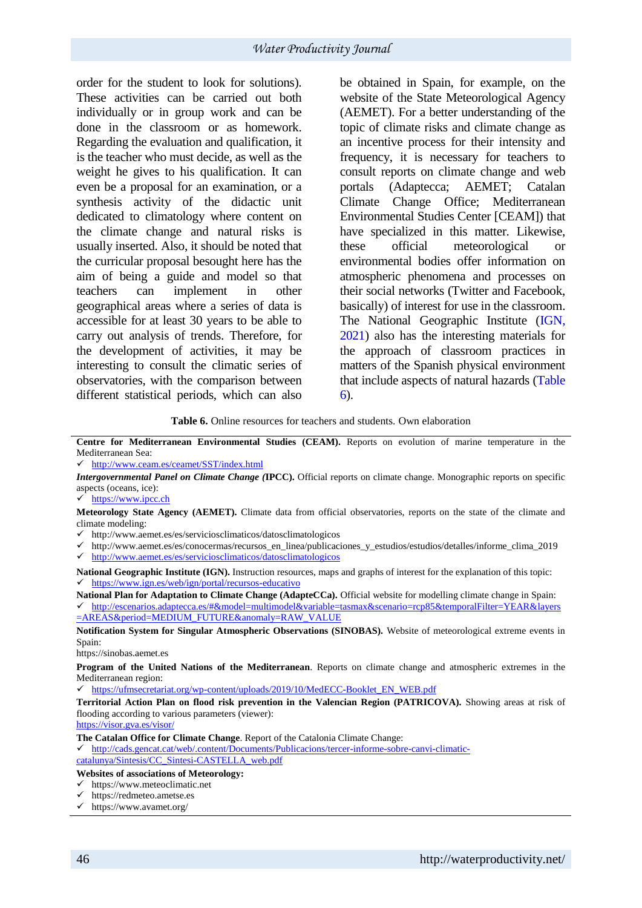order for the student to look for solutions). These activities can be carried out both individually or in group work and can be done in the classroom or as homework. Regarding the evaluation and qualification, it is the teacher who must decide, as well as the weight he gives to his qualification. It can even be a proposal for an examination, or a synthesis activity of the didactic unit dedicated to climatology where content on the climate change and natural risks is usually inserted. Also, it should be noted that the curricular proposal besought here has the aim of being a guide and model so that teachers can implement in other geographical areas where a series of data is accessible for at least 30 years to be able to carry out analysis of trends. Therefore, for the development of activities, it may be interesting to consult the climatic series of observatories, with the comparison between different statistical periods, which can also be obtained in Spain, for example, on the website of the State Meteorological Agency (AEMET). For a better understanding of the topic of climate risks and climate change as an incentive process for their intensity and frequency, it is necessary for teachers to consult reports on climate change and web portals (Adaptecca; AEMET; Catalan Climate Change Office; Mediterranean Environmental Studies Center [CEAM]) that have specialized in this matter. Likewise, these official meteorological or environmental bodies offer information on atmospheric phenomena and processes on their social networks (Twitter and Facebook, basically) of interest for use in the classroom. The National Geographic Institute (IGN, 2021) also has the interesting materials for the approach of classroom practices in matters of the Spanish physical environment that include aspects of natural hazards (Table 6).

**Table 6.** Online resources for teachers and students. Own elaboration

**Centre for Mediterranean Environmental Studies (CEAM).** Reports on evolution of marine temperature in the Mediterranean Sea:

- ✓ http://www.ceam.es/ceamet/SST/index.html

***Intergovernmental Panel on Climate Change (*IPCC).** Official reports on climate change. Monographic reports on specific aspects (oceans, ice):

- ✓ https://www.ipcc.ch

**Meteorology State Agency (AEMET).** Climate data from official observatories, reports on the state of the climate and climate modeling:

- ✓ http://www.aemet.es/es/serviciosclimaticos/datosclimatologicos
- ✓ http://www.aemet.es/es/conocermas/recursos_en_linea/publicaciones_y_estudios/estudios/detalles/informe_clima_2019
- ✓ http://www.aemet.es/es/serviciosclimaticos/datosclimatologicos

**National Geographic Institute (IGN).** Instruction resources, maps and graphs of interest for the explanation of this topic:

- ✓ https://www.ign.es/web/ign/portal/recursos-educativo

**National Plan for Adaptation to Climate Change (AdapteCCa).** Official website for modelling climate change in Spain:

- ✓ http://escenarios.adaptecca.es/#&model=multimodel&variable=tasmax&scenario=rcp85&temporalFilter=YEAR&layers=AREAS&period=MEDIUM_FUTURE&anomaly=RAW_VALUE

**Notification System for Singular Atmospheric Observations (SINOBAS).** Website of meteorological extreme events in Spain:

https://sinobas.aemet.es

**Program of the United Nations of the Mediterranean**. Reports on climate change and atmospheric extremes in the Mediterranean region:

- ✓ https://ufmsecretariat.org/wp-content/uploads/2019/10/MedECC-Booklet_EN_WEB.pdf

**Territorial Action Plan on flood risk prevention in the Valencian Region (PATRICOVA).** Showing areas at risk of flooding according to various parameters (viewer):

https://visor.gva.es/visor/

**The Catalan Office for Climate Change**. Report of the Catalonia Climate Change:

- ✓ http://cads.gencat.cat/web/.content/Documents/Publicacions/tercer-informe-sobre-canvi-climatic-catalunya/Sintesis/CC_Sintesi-CASTELLA_web.pdf

**Websites of associations of Meteorology:**

- ✓ https://www.meteoclimatic.net
- ✓ https://redmeteo.ametse.es
- ✓ https://www.avamet.org/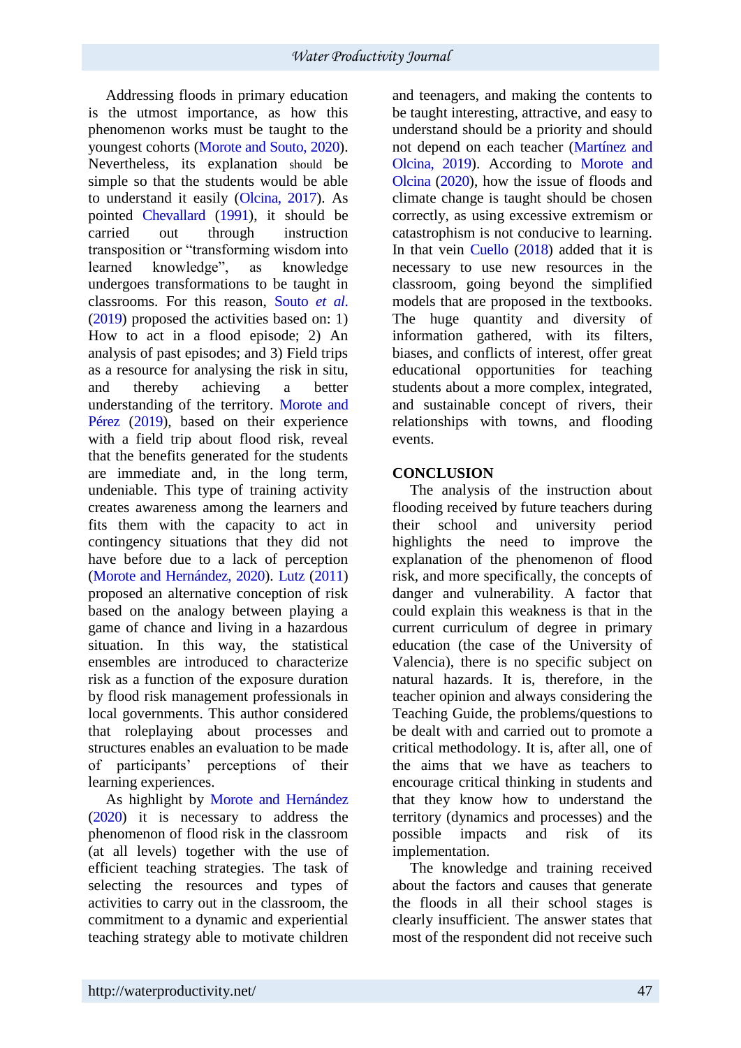Addressing floods in primary education is the utmost importance, as how this phenomenon works must be taught to the youngest cohorts (Morote and Souto, 2020). Nevertheless, its explanation should be simple so that the students would be able to understand it easily (Olcina, 2017). As pointed Chevallard (1991), it should be carried out through instruction transposition or "transforming wisdom into learned knowledge", as knowledge undergoes transformations to be taught in classrooms. For this reason, Souto *et al.* (2019) proposed the activities based on: 1) How to act in a flood episode; 2) An analysis of past episodes; and 3) Field trips as a resource for analysing the risk in situ, and thereby achieving a better understanding of the territory. Morote and Pérez (2019), based on their experience with a field trip about flood risk, reveal that the benefits generated for the students are immediate and, in the long term, undeniable. This type of training activity creates awareness among the learners and fits them with the capacity to act in contingency situations that they did not have before due to a lack of perception (Morote and Hernández, 2020). Lutz (2011) proposed an alternative conception of risk based on the analogy between playing a game of chance and living in a hazardous situation. In this way, the statistical ensembles are introduced to characterize risk as a function of the exposure duration by flood risk management professionals in local governments. This author considered that roleplaying about processes and structures enables an evaluation to be made of participants' perceptions of their learning experiences.

As highlight by Morote and Hernández (2020) it is necessary to address the phenomenon of flood risk in the classroom (at all levels) together with the use of efficient teaching strategies. The task of selecting the resources and types of activities to carry out in the classroom, the commitment to a dynamic and experiential teaching strategy able to motivate children and teenagers, and making the contents to be taught interesting, attractive, and easy to understand should be a priority and should not depend on each teacher (Martínez and Olcina, 2019). According to Morote and Olcina (2020), how the issue of floods and climate change is taught should be chosen correctly, as using excessive extremism or catastrophism is not conducive to learning. In that vein Cuello (2018) added that it is necessary to use new resources in the classroom, going beyond the simplified models that are proposed in the textbooks. The huge quantity and diversity of information gathered, with its filters, biases, and conflicts of interest, offer great educational opportunities for teaching students about a more complex, integrated, and sustainable concept of rivers, their relationships with towns, and flooding events.

## CONCLUSION

The analysis of the instruction about flooding received by future teachers during their school and university period highlights the need to improve the explanation of the phenomenon of flood risk, and more specifically, the concepts of danger and vulnerability. A factor that could explain this weakness is that in the current curriculum of degree in primary education (the case of the University of Valencia), there is no specific subject on natural hazards. It is, therefore, in the teacher opinion and always considering the Teaching Guide, the problems/questions to be dealt with and carried out to promote a critical methodology. It is, after all, one of the aims that we have as teachers to encourage critical thinking in students and that they know how to understand the territory (dynamics and processes) and the possible impacts and risk of its implementation.

The knowledge and training received about the factors and causes that generate the floods in all their school stages is clearly insufficient. The answer states that most of the respondent did not receive such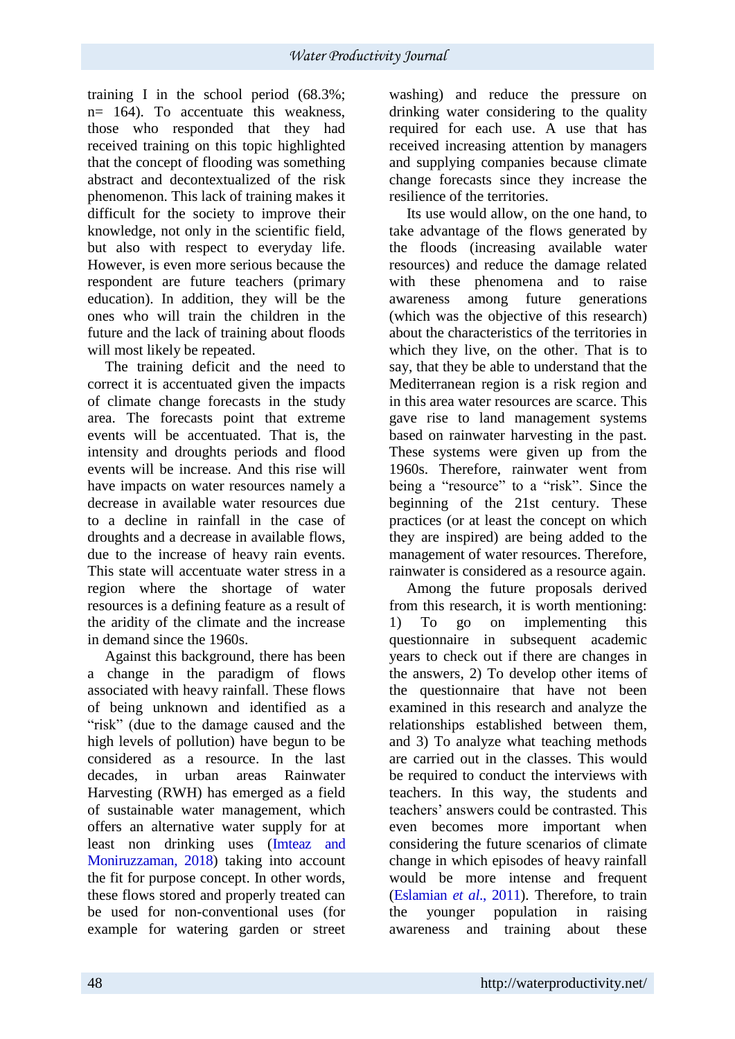training I in the school period (68.3%; n= 164). To accentuate this weakness, those who responded that they had received training on this topic highlighted that the concept of flooding was something abstract and decontextualized of the risk phenomenon. This lack of training makes it difficult for the society to improve their knowledge, not only in the scientific field, but also with respect to everyday life. However, is even more serious because the respondent are future teachers (primary education). In addition, they will be the ones who will train the children in the future and the lack of training about floods will most likely be repeated.

The training deficit and the need to correct it is accentuated given the impacts of climate change forecasts in the study area. The forecasts point that extreme events will be accentuated. That is, the intensity and droughts periods and flood events will be increase. And this rise will have impacts on water resources namely a decrease in available water resources due to a decline in rainfall in the case of droughts and a decrease in available flows, due to the increase of heavy rain events. This state will accentuate water stress in a region where the shortage of water resources is a defining feature as a result of the aridity of the climate and the increase in demand since the 1960s.

Against this background, there has been a change in the paradigm of flows associated with heavy rainfall. These flows of being unknown and identified as a "risk" (due to the damage caused and the high levels of pollution) have begun to be considered as a resource. In the last decades, in urban areas Rainwater Harvesting (RWH) has emerged as a field of sustainable water management, which offers an alternative water supply for at least non drinking uses (Imteaz and Moniruzzaman, 2018) taking into account the fit for purpose concept. In other words, these flows stored and properly treated can be used for non-conventional uses (for example for watering garden or street washing) and reduce the pressure on drinking water considering to the quality required for each use. A use that has received increasing attention by managers and supplying companies because climate change forecasts since they increase the resilience of the territories.

Its use would allow, on the one hand, to take advantage of the flows generated by the floods (increasing available water resources) and reduce the damage related with these phenomena and to raise awareness among future generations (which was the objective of this research) about the characteristics of the territories in which they live, on the other. That is to say, that they be able to understand that the Mediterranean region is a risk region and in this area water resources are scarce. This gave rise to land management systems based on rainwater harvesting in the past. These systems were given up from the 1960s. Therefore, rainwater went from being a "resource" to a "risk". Since the beginning of the 21st century. These practices (or at least the concept on which they are inspired) are being added to the management of water resources. Therefore, rainwater is considered as a resource again.

Among the future proposals derived from this research, it is worth mentioning: 1) To go on implementing this questionnaire in subsequent academic years to check out if there are changes in the answers, 2) To develop other items of the questionnaire that have not been examined in this research and analyze the relationships established between them, and 3) To analyze what teaching methods are carried out in the classes. This would be required to conduct the interviews with teachers. In this way, the students and teachers' answers could be contrasted. This even becomes more important when considering the future scenarios of climate change in which episodes of heavy rainfall would be more intense and frequent (Eslamian *et al*., 2011). Therefore, to train the younger population in raising awareness and training about these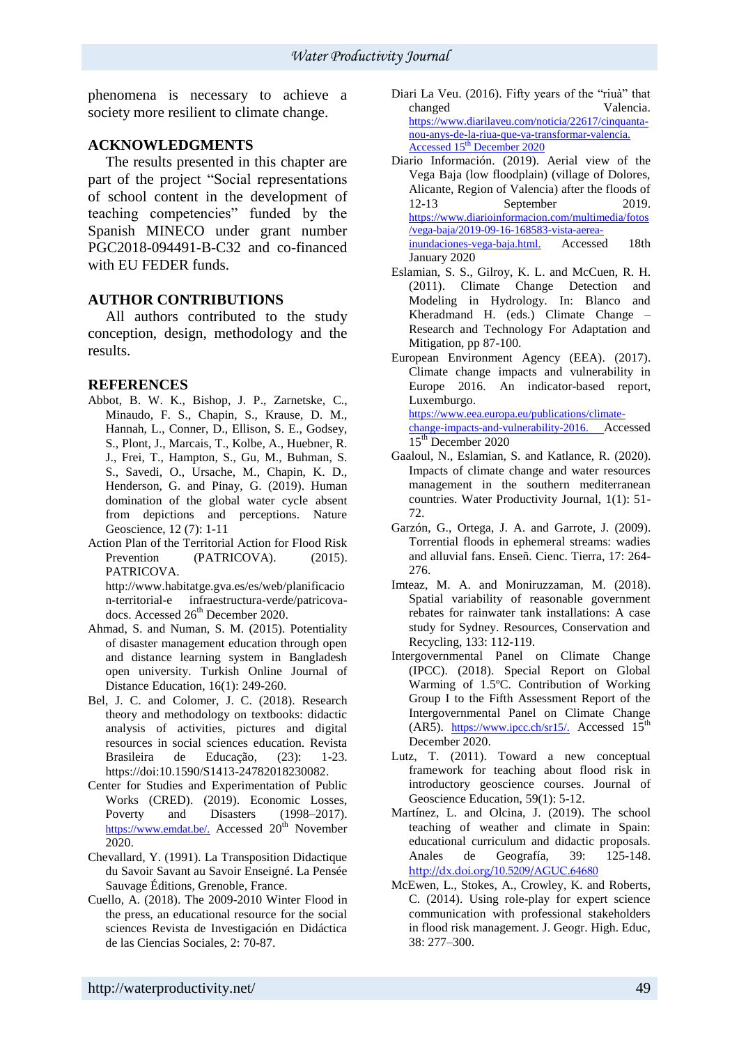phenomena is necessary to achieve a society more resilient to climate change.

## ACKNOWLEDGMENTS

The results presented in this chapter are part of the project "Social representations of school content in the development of teaching competencies" funded by the Spanish MINECO under grant number PGC2018-094491-B-C32 and co-financed with EU FEDER funds.

## AUTHOR CONTRIBUTIONS

All authors contributed to the study conception, design, methodology and the results.

## REFERENCES

Abbot, B. W. K., Bishop, J. P., Zarnetske, C., Minaudo, F. S., Chapin, S., Krause, D. M., Hannah, L., Conner, D., Ellison, S. E., Godsey, S., Plont, J., Marcais, T., Kolbe, A., Huebner, R. J., Frei, T., Hampton, S., Gu, M., Buhman, S. S., Savedi, O., Ursache, M., Chapin, K. D., Henderson, G. and Pinay, G. (2019). Human domination of the global water cycle absent from depictions and perceptions. Nature Geoscience, 12 (7): 1-11

Action Plan of the Territorial Action for Flood Risk Prevention (PATRICOVA). (2015). PATRICOVA. http://www.habitatge.gva.es/es/web/planificacion-territorial-e infraestructura-verde/patricova-docs. Accessed 26th December 2020.

Ahmad, S. and Numan, S. M. (2015). Potentiality of disaster management education through open and distance learning system in Bangladesh open university. Turkish Online Journal of Distance Education, 16(1): 249-260.

Bel, J. C. and Colomer, J. C. (2018). Research theory and methodology on textbooks: didactic analysis of activities, pictures and digital resources in social sciences education. Revista Brasileira de Educação, (23): 1-23. https://doi:10.1590/S1413-24782018230082.

Center for Studies and Experimentation of Public Works (CRED). (2019). Economic Losses, Poverty and Disasters (1998–2017). https://www.emdat.be/. Accessed 20th November 2020.

Chevallard, Y. (1991). La Transposition Didactique du Savoir Savant au Savoir Enseigné. La Pensée Sauvage Éditions, Grenoble, France.

Cuello, A. (2018). The 2009-2010 Winter Flood in the press, an educational resource for the social sciences Revista de Investigación en Didáctica de las Ciencias Sociales, 2: 70-87.

Diari La Veu. (2016). Fifty years of the "riuà" that changed Valencia. https://www.diarilaveu.com/noticia/22617/cinquanta-nou-anys-de-la-riua-que-va-transformar-valencia. Accessed 15th December 2020

Diario Información. (2019). Aerial view of the Vega Baja (low floodplain) (village of Dolores, Alicante, Region of Valencia) after the floods of 12-13 September 2019. https://www.diarioinformacion.com/multimedia/fotos/vega-baja/2019-09-16-168583-vista-aerea-inundaciones-vega-baja.html. Accessed 18th January 2020

Eslamian, S. S., Gilroy, K. L. and McCuen, R. H. (2011). Climate Change Detection and Modeling in Hydrology. In: Blanco and Kheradmand H. (eds.) Climate Change – Research and Technology For Adaptation and Mitigation, pp 87-100.

European Environment Agency (EEA). (2017). Climate change impacts and vulnerability in Europe 2016. An indicator-based report, Luxemburgo. https://www.eea.europa.eu/publications/climate-change-impacts-and-vulnerability-2016. Accessed 15th December 2020

Gaaloul, N., Eslamian, S. and Katlance, R. (2020). Impacts of climate change and water resources management in the southern mediterranean countries. Water Productivity Journal, 1(1): 51-72.

Garzón, G., Ortega, J. A. and Garrote, J. (2009). Torrential floods in ephemeral streams: wadies and alluvial fans. Enseñ. Cienc. Tierra, 17: 264-276.

Imteaz, M. A. and Moniruzzaman, M. (2018). Spatial variability of reasonable government rebates for rainwater tank installations: A case study for Sydney. Resources, Conservation and Recycling, 133: 112-119.

Intergovernmental Panel on Climate Change (IPCC). (2018). Special Report on Global Warming of 1.5ºC. Contribution of Working Group I to the Fifth Assessment Report of the Intergovernmental Panel on Climate Change (AR5). https://www.ipcc.ch/sr15/. Accessed 15th December 2020.

Lutz, T. (2011). Toward a new conceptual framework for teaching about flood risk in introductory geoscience courses. Journal of Geoscience Education, 59(1): 5-12.

Martínez, L. and Olcina, J. (2019). The school teaching of weather and climate in Spain: educational curriculum and didactic proposals. Anales de Geografía, 39: 125-148. http://dx.doi.org/10.5209/AGUC.64680

McEwen, L., Stokes, A., Crowley, K. and Roberts, C. (2014). Using role-play for expert science communication with professional stakeholders in flood risk management. J. Geogr. High. Educ, 38: 277–300.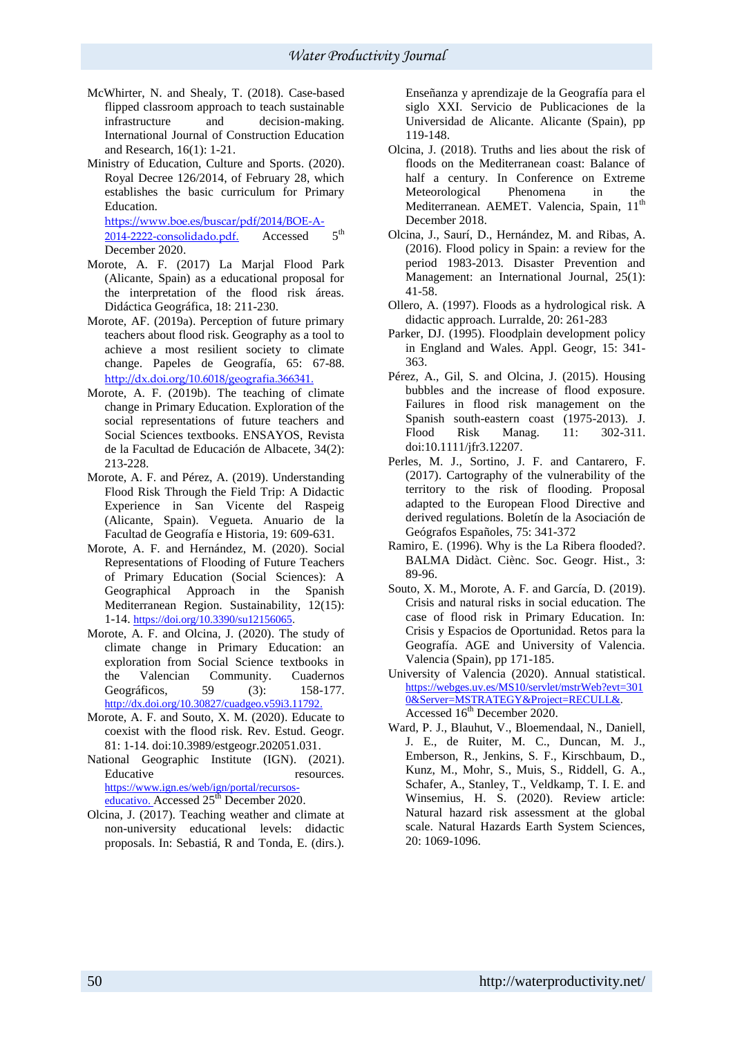McWhirter, N. and Shealy, T. (2018). Case-based flipped classroom approach to teach sustainable infrastructure and decision-making. International Journal of Construction Education and Research, 16(1): 1-21.

Ministry of Education, Culture and Sports. (2020). Royal Decree 126/2014, of February 28, which establishes the basic curriculum for Primary Education. https://www.boe.es/buscar/pdf/2014/BOE-A-2014-2222-consolidado.pdf. Accessed 5th December 2020.

Morote, A. F. (2017) La Marjal Flood Park (Alicante, Spain) as a educational proposal for the interpretation of the flood risk áreas. Didáctica Geográfica, 18: 211-230.

Morote, AF. (2019a). Perception of future primary teachers about flood risk. Geography as a tool to achieve a most resilient society to climate change. Papeles de Geografía, 65: 67-88. http://dx.doi.org/10.6018/geografia.366341.

Morote, A. F. (2019b). The teaching of climate change in Primary Education. Exploration of the social representations of future teachers and Social Sciences textbooks. ENSAYOS, Revista de la Facultad de Educación de Albacete, 34(2): 213-228.

Morote, A. F. and Pérez, A. (2019). Understanding Flood Risk Through the Field Trip: A Didactic Experience in San Vicente del Raspeig (Alicante, Spain). Vegueta. Anuario de la Facultad de Geografía e Historia, 19: 609-631.

Morote, A. F. and Hernández, M. (2020). Social Representations of Flooding of Future Teachers of Primary Education (Social Sciences): A Geographical Approach in the Spanish Mediterranean Region. Sustainability, 12(15): 1-14. https://doi.org/10.3390/su12156065.

Morote, A. F. and Olcina, J. (2020). The study of climate change in Primary Education: an exploration from Social Science textbooks in the Valencian Community. Cuadernos Geográficos, 59 (3): 158-177. http://dx.doi.org/10.30827/cuadgeo.v59i3.11792.

Morote, A. F. and Souto, X. M. (2020). Educate to coexist with the flood risk. Rev. Estud. Geogr. 81: 1-14. doi:10.3989/estgeogr.202051.031.

National Geographic Institute (IGN). (2021). Educative resources. https://www.ign.es/web/ign/portal/recursos-educativo. Accessed 25th December 2020.

Olcina, J. (2017). Teaching weather and climate at non-university educational levels: didactic proposals. In: Sebastiá, R and Tonda, E. (dirs.). Enseñanza y aprendizaje de la Geografía para el siglo XXI. Servicio de Publicaciones de la Universidad de Alicante. Alicante (Spain), pp 119-148.

Olcina, J. (2018). Truths and lies about the risk of floods on the Mediterranean coast: Balance of half a century. In Conference on Extreme Meteorological Phenomena in the Mediterranean. AEMET. Valencia, Spain, 11th December 2018.

Olcina, J., Saurí, D., Hernández, M. and Ribas, A. (2016). Flood policy in Spain: a review for the period 1983-2013. Disaster Prevention and Management: an International Journal, 25(1): 41-58.

Ollero, A. (1997). Floods as a hydrological risk. A didactic approach. Lurralde, 20: 261-283

Parker, DJ. (1995). Floodplain development policy in England and Wales. Appl. Geogr, 15: 341-363.

Pérez, A., Gil, S. and Olcina, J. (2015). Housing bubbles and the increase of flood exposure. Failures in flood risk management on the Spanish south-eastern coast (1975-2013). J. Flood Risk Manag. 11: 302-311. doi:10.1111/jfr3.12207.

Perles, M. J., Sortino, J. F. and Cantarero, F. (2017). Cartography of the vulnerability of the territory to the risk of flooding. Proposal adapted to the European Flood Directive and derived regulations. Boletín de la Asociación de Geógrafos Españoles, 75: 341-372

Ramiro, E. (1996). Why is the La Ribera flooded?. BALMA Didàct. Ciènc. Soc. Geogr. Hist., 3: 89-96.

Souto, X. M., Morote, A. F. and García, D. (2019). Crisis and natural risks in social education. The case of flood risk in Primary Education. In: Crisis y Espacios de Oportunidad. Retos para la Geografía. AGE and University of Valencia. Valencia (Spain), pp 171-185.

University of Valencia (2020). Annual statistical. https://webges.uv.es/MS10/servlet/mstrWeb?evt=3010&Server=MSTRATEGY&Project=RECULL&. Accessed 16th December 2020.

Ward, P. J., Blauhut, V., Bloemendaal, N., Daniell, J. E., de Ruiter, M. C., Duncan, M. J., Emberson, R., Jenkins, S. F., Kirschbaum, D., Kunz, M., Mohr, S., Muis, S., Riddell, G. A., Schafer, A., Stanley, T., Veldkamp, T. I. E. and Winsemius, H. S. (2020). Review article: Natural hazard risk assessment at the global scale. Natural Hazards Earth System Sciences, 20: 1069-1096.